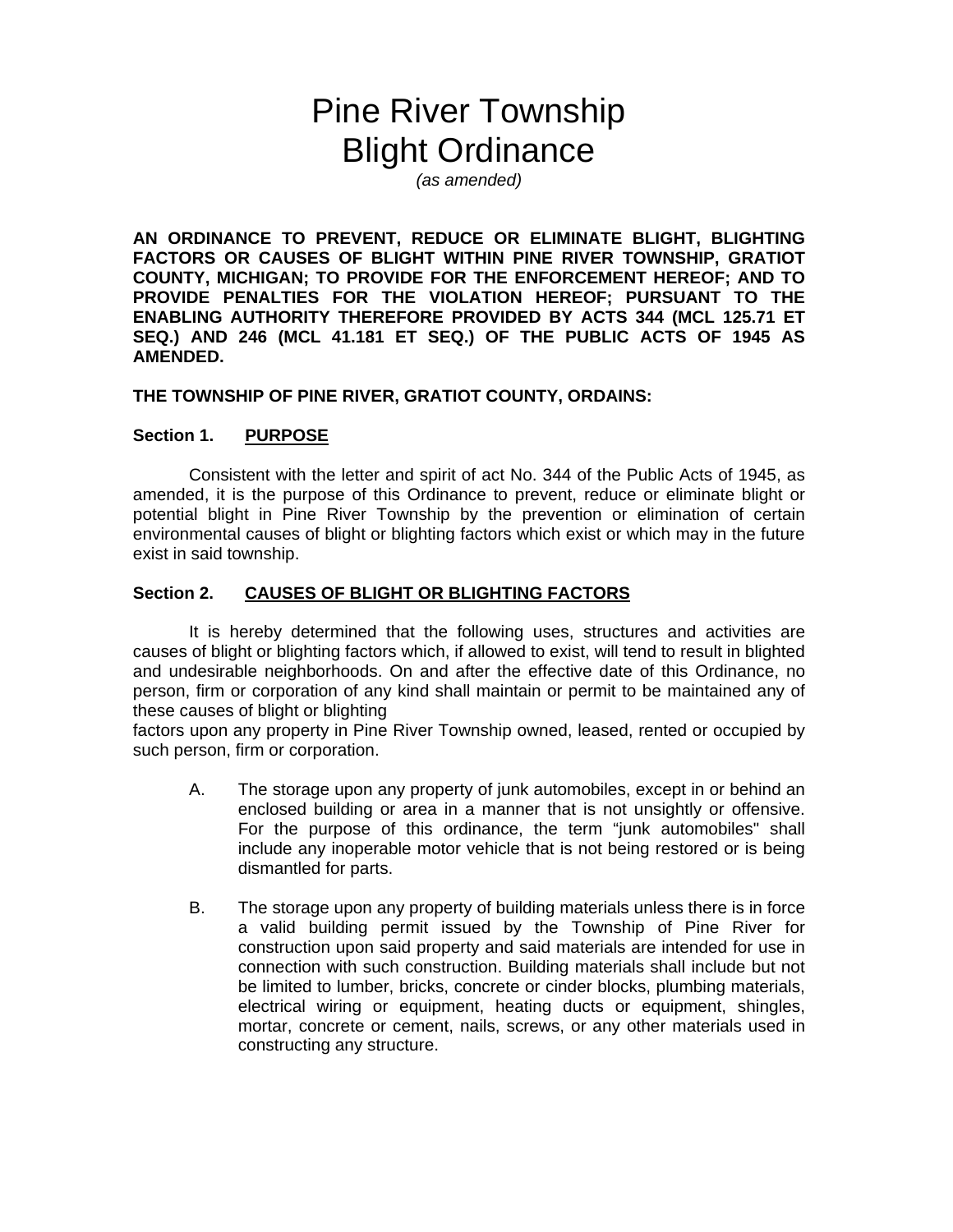# Pine River Township
# Blight Ordinance

*(as amended)*

**AN ORDINANCE TO PREVENT, REDUCE OR ELIMINATE BLIGHT, BLIGHTING FACTORS OR CAUSES OF BLIGHT WITHIN PINE RIVER TOWNSHIP, GRATIOT COUNTY, MICHIGAN; TO PROVIDE FOR THE ENFORCEMENT HEREOF; AND TO PROVIDE PENALTIES FOR THE VIOLATION HEREOF; PURSUANT TO THE ENABLING AUTHORITY THEREFORE PROVIDED BY ACTS 344 (MCL 125.71 ET SEQ.) AND 246 (MCL 41.181 ET SEQ.) OF THE PUBLIC ACTS OF 1945 AS AMENDED.**

**THE TOWNSHIP OF PINE RIVER, GRATIOT COUNTY, ORDAINS:**

## Section 1. PURPOSE

Consistent with the letter and spirit of act No. 344 of the Public Acts of 1945, as amended, it is the purpose of this Ordinance to prevent, reduce or eliminate blight or potential blight in Pine River Township by the prevention or elimination of certain environmental causes of blight or blighting factors which exist or which may in the future exist in said township.

## Section 2. CAUSES OF BLIGHT OR BLIGHTING FACTORS

It is hereby determined that the following uses, structures and activities are causes of blight or blighting factors which, if allowed to exist, will tend to result in blighted and undesirable neighborhoods. On and after the effective date of this Ordinance, no person, firm or corporation of any kind shall maintain or permit to be maintained any of these causes of blight or blighting factors upon any property in Pine River Township owned, leased, rented or occupied by such person, firm or corporation.

A. The storage upon any property of junk automobiles, except in or behind an enclosed building or area in a manner that is not unsightly or offensive. For the purpose of this ordinance, the term "junk automobiles" shall include any inoperable motor vehicle that is not being restored or is being dismantled for parts.

B. The storage upon any property of building materials unless there is in force a valid building permit issued by the Township of Pine River for construction upon said property and said materials are intended for use in connection with such construction. Building materials shall include but not be limited to lumber, bricks, concrete or cinder blocks, plumbing materials, electrical wiring or equipment, heating ducts or equipment, shingles, mortar, concrete or cement, nails, screws, or any other materials used in constructing any structure.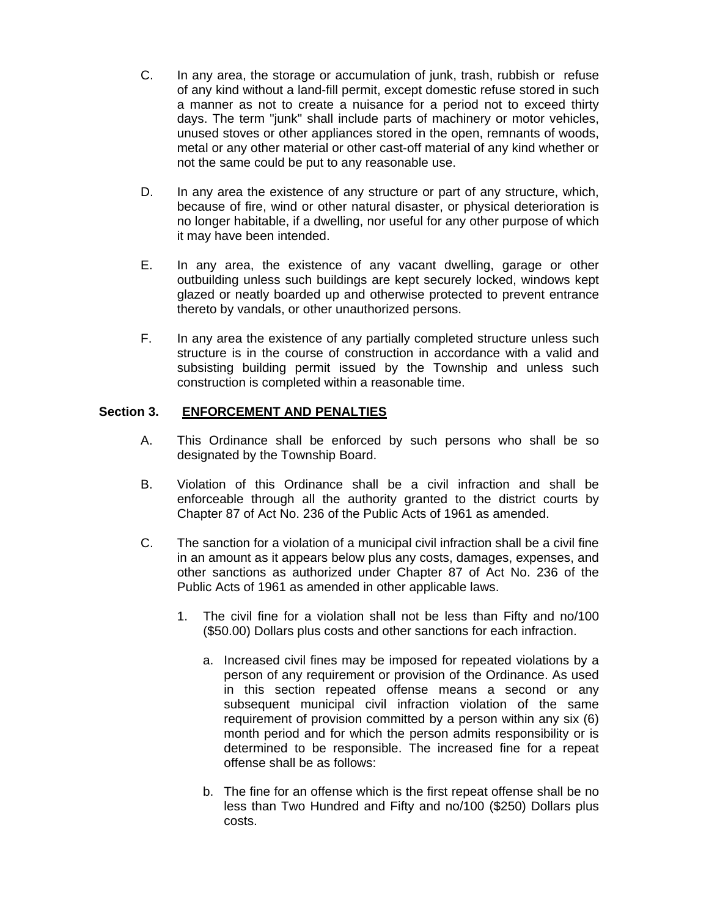C. In any area, the storage or accumulation of junk, trash, rubbish or refuse of any kind without a land-fill permit, except domestic refuse stored in such a manner as not to create a nuisance for a period not to exceed thirty days. The term "junk" shall include parts of machinery or motor vehicles, unused stoves or other appliances stored in the open, remnants of woods, metal or any other material or other cast-off material of any kind whether or not the same could be put to any reasonable use.

D. In any area the existence of any structure or part of any structure, which, because of fire, wind or other natural disaster, or physical deterioration is no longer habitable, if a dwelling, nor useful for any other purpose of which it may have been intended.

E. In any area, the existence of any vacant dwelling, garage or other outbuilding unless such buildings are kept securely locked, windows kept glazed or neatly boarded up and otherwise protected to prevent entrance thereto by vandals, or other unauthorized persons.

F. In any area the existence of any partially completed structure unless such structure is in the course of construction in accordance with a valid and subsisting building permit issued by the Township and unless such construction is completed within a reasonable time.

**Section 3. <u>ENFORCEMENT AND PENALTIES</u>**

A. This Ordinance shall be enforced by such persons who shall be so designated by the Township Board.

B. Violation of this Ordinance shall be a civil infraction and shall be enforceable through all the authority granted to the district courts by Chapter 87 of Act No. 236 of the Public Acts of 1961 as amended.

C. The sanction for a violation of a municipal civil infraction shall be a civil fine in an amount as it appears below plus any costs, damages, expenses, and other sanctions as authorized under Chapter 87 of Act No. 236 of the Public Acts of 1961 as amended in other applicable laws.

1. The civil fine for a violation shall not be less than Fifty and no/100 ($50.00) Dollars plus costs and other sanctions for each infraction.

   a. Increased civil fines may be imposed for repeated violations by a person of any requirement or provision of the Ordinance. As used in this section repeated offense means a second or any subsequent municipal civil infraction violation of the same requirement of provision committed by a person within any six (6) month period and for which the person admits responsibility or is determined to be responsible. The increased fine for a repeat offense shall be as follows:

   b. The fine for an offense which is the first repeat offense shall be no less than Two Hundred and Fifty and no/100 ($250) Dollars plus costs.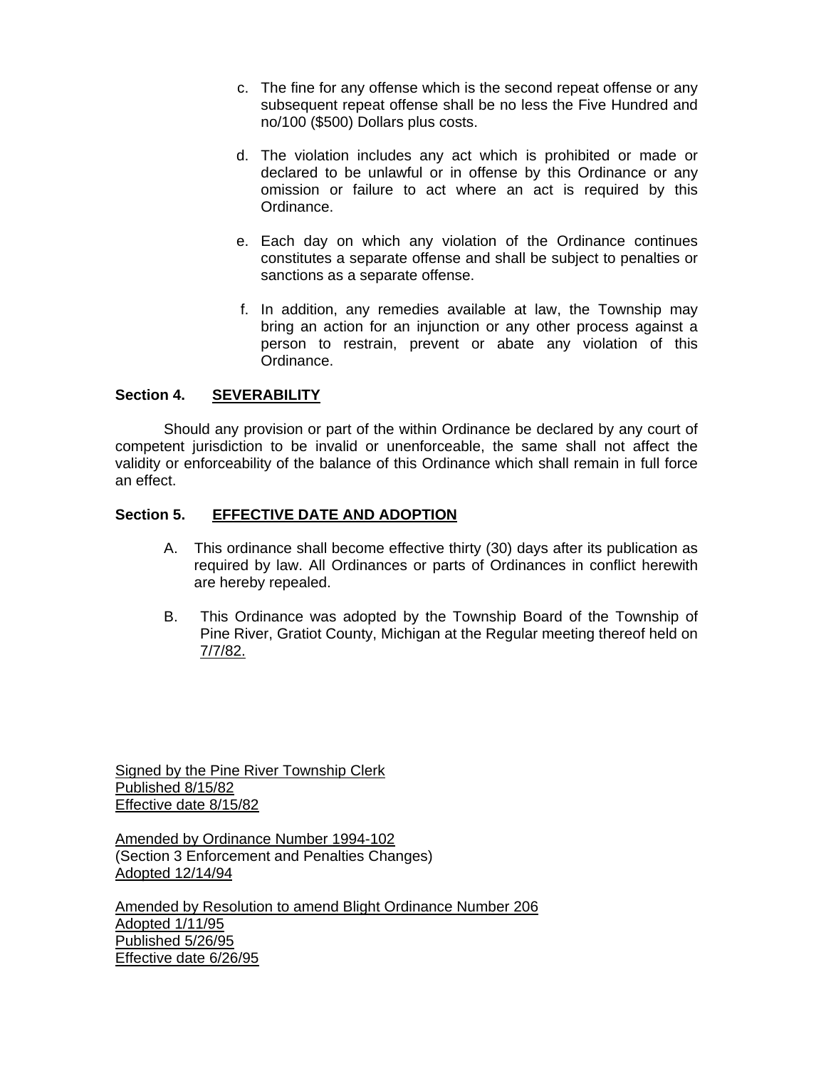c. The fine for any offense which is the second repeat offense or any subsequent repeat offense shall be no less the Five Hundred and no/100 ($500) Dollars plus costs.

d. The violation includes any act which is prohibited or made or declared to be unlawful or in offense by this Ordinance or any omission or failure to act where an act is required by this Ordinance.

e. Each day on which any violation of the Ordinance continues constitutes a separate offense and shall be subject to penalties or sanctions as a separate offense.

f. In addition, any remedies available at law, the Township may bring an action for an injunction or any other process against a person to restrain, prevent or abate any violation of this Ordinance.

**Section 4. SEVERABILITY**

Should any provision or part of the within Ordinance be declared by any court of competent jurisdiction to be invalid or unenforceable, the same shall not affect the validity or enforceability of the balance of this Ordinance which shall remain in full force an effect.

**Section 5. EFFECTIVE DATE AND ADOPTION**

A. This ordinance shall become effective thirty (30) days after its publication as required by law. All Ordinances or parts of Ordinances in conflict herewith are hereby repealed.

B. This Ordinance was adopted by the Township Board of the Township of Pine River, Gratiot County, Michigan at the Regular meeting thereof held on 7/7/82.

Signed by the Pine River Township Clerk
Published 8/15/82
Effective date 8/15/82

Amended by Ordinance Number 1994-102
(Section 3 Enforcement and Penalties Changes)
Adopted 12/14/94

Amended by Resolution to amend Blight Ordinance Number 206
Adopted 1/11/95
Published 5/26/95
Effective date 6/26/95